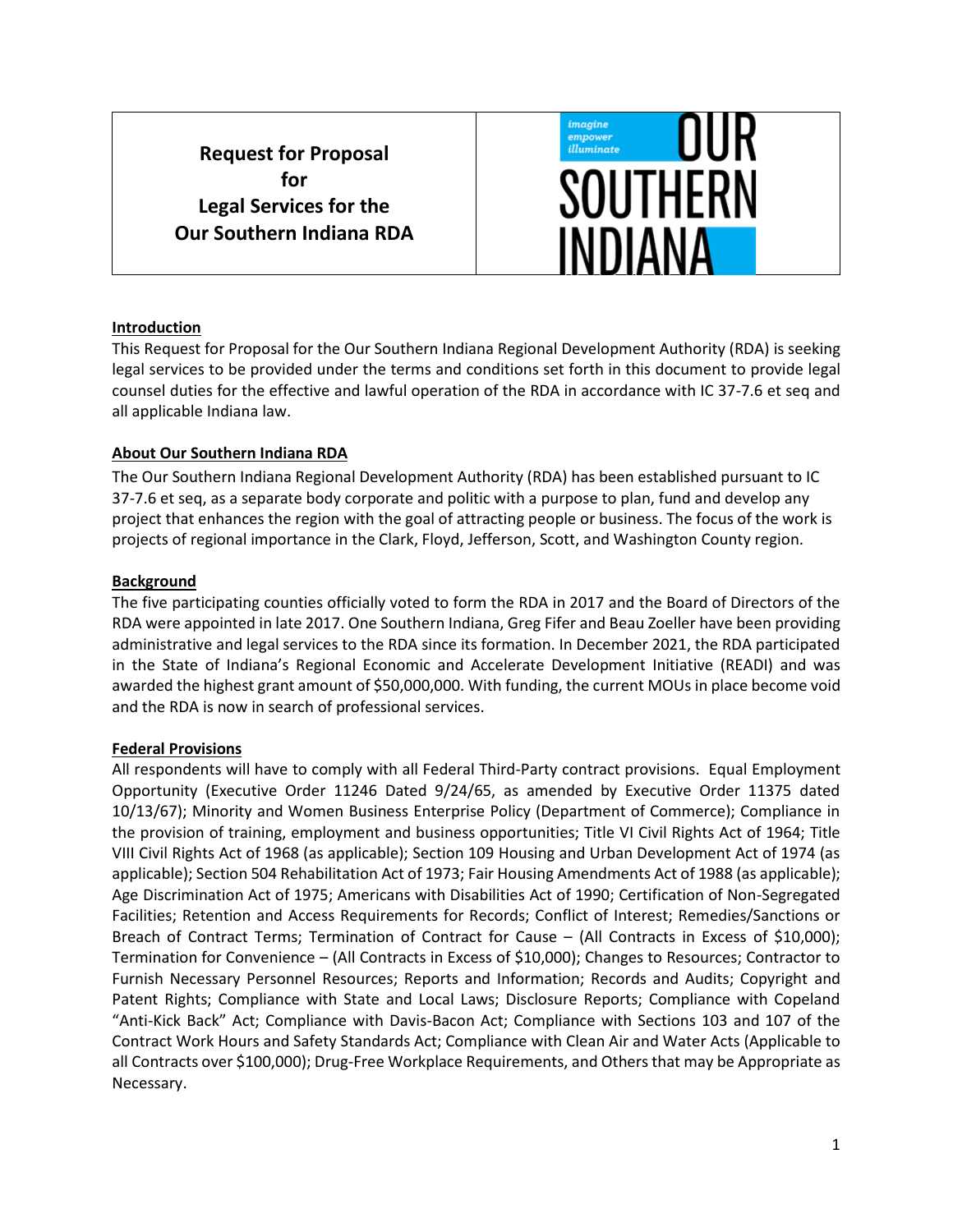# Request for Proposal for Legal Services for the Our Southern Indiana RDA

OUR SOUTHERN INDIANA

*imagine empower illuminate*

## Introduction

This Request for Proposal for the Our Southern Indiana Regional Development Authority (RDA) is seeking legal services to be provided under the terms and conditions set forth in this document to provide legal counsel duties for the effective and lawful operation of the RDA in accordance with IC 37-7.6 et seq and all applicable Indiana law.

## About Our Southern Indiana RDA

The Our Southern Indiana Regional Development Authority (RDA) has been established pursuant to IC 37-7.6 et seq, as a separate body corporate and politic with a purpose to plan, fund and develop any project that enhances the region with the goal of attracting people or business. The focus of the work is projects of regional importance in the Clark, Floyd, Jefferson, Scott, and Washington County region.

## Background

The five participating counties officially voted to form the RDA in 2017 and the Board of Directors of the RDA were appointed in late 2017. One Southern Indiana, Greg Fifer and Beau Zoeller have been providing administrative and legal services to the RDA since its formation. In December 2021, the RDA participated in the State of Indiana's Regional Economic and Accelerate Development Initiative (READI) and was awarded the highest grant amount of $50,000,000. With funding, the current MOUs in place become void and the RDA is now in search of professional services.

## Federal Provisions

All respondents will have to comply with all Federal Third-Party contract provisions. Equal Employment Opportunity (Executive Order 11246 Dated 9/24/65, as amended by Executive Order 11375 dated 10/13/67); Minority and Women Business Enterprise Policy (Department of Commerce); Compliance in the provision of training, employment and business opportunities; Title VI Civil Rights Act of 1964; Title VIII Civil Rights Act of 1968 (as applicable); Section 109 Housing and Urban Development Act of 1974 (as applicable); Section 504 Rehabilitation Act of 1973; Fair Housing Amendments Act of 1988 (as applicable); Age Discrimination Act of 1975; Americans with Disabilities Act of 1990; Certification of Non-Segregated Facilities; Retention and Access Requirements for Records; Conflict of Interest; Remedies/Sanctions or Breach of Contract Terms; Termination of Contract for Cause – (All Contracts in Excess of $10,000); Termination for Convenience – (All Contracts in Excess of $10,000); Changes to Resources; Contractor to Furnish Necessary Personnel Resources; Reports and Information; Records and Audits; Copyright and Patent Rights; Compliance with State and Local Laws; Disclosure Reports; Compliance with Copeland "Anti-Kick Back" Act; Compliance with Davis-Bacon Act; Compliance with Sections 103 and 107 of the Contract Work Hours and Safety Standards Act; Compliance with Clean Air and Water Acts (Applicable to all Contracts over $100,000); Drug-Free Workplace Requirements, and Others that may be Appropriate as Necessary.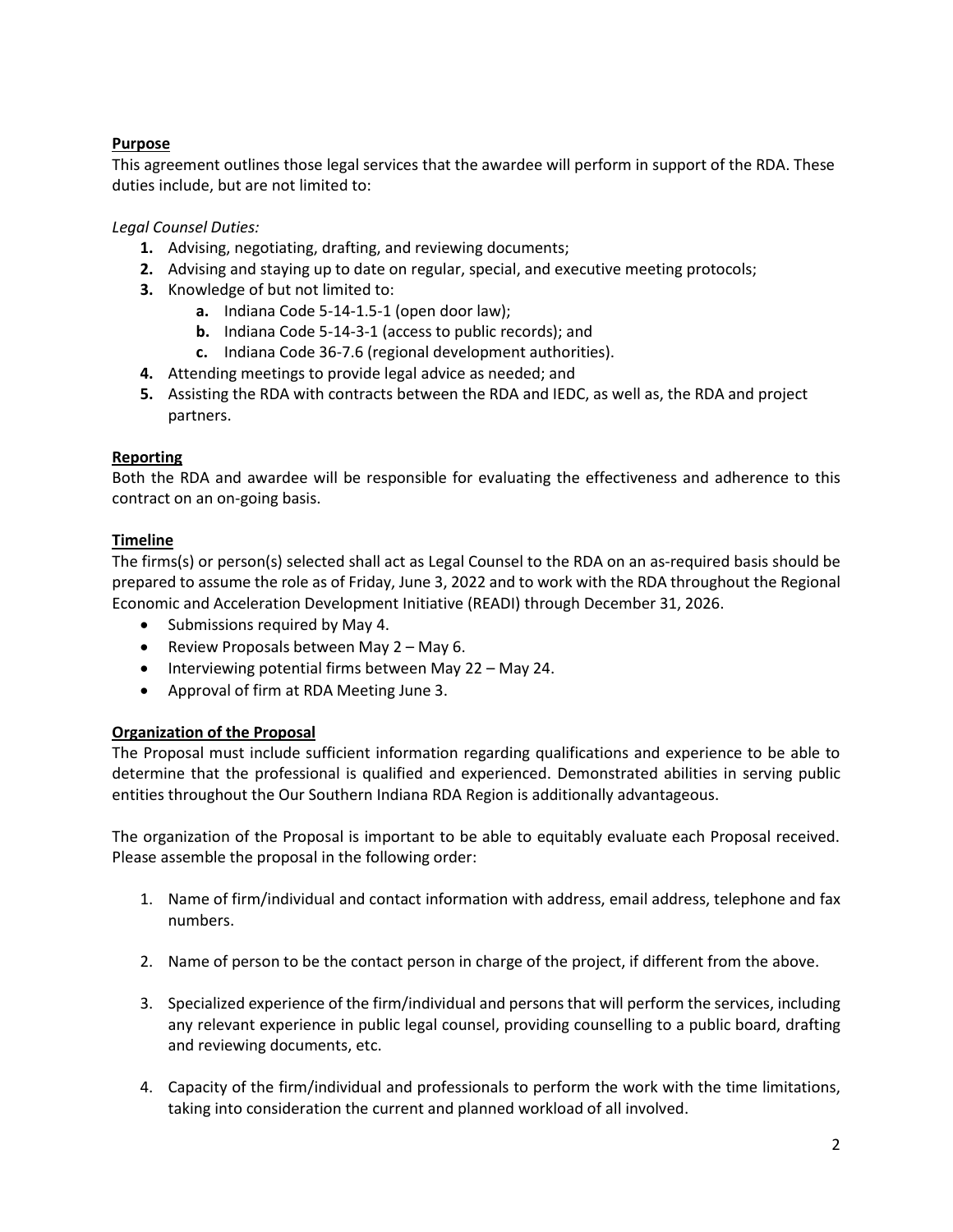**Purpose**

This agreement outlines those legal services that the awardee will perform in support of the RDA. These duties include, but are not limited to:

*Legal Counsel Duties:*

1. Advising, negotiating, drafting, and reviewing documents;
2. Advising and staying up to date on regular, special, and executive meeting protocols;
3. Knowledge of but not limited to:
   a. Indiana Code 5-14-1.5-1 (open door law);
   b. Indiana Code 5-14-3-1 (access to public records); and
   c. Indiana Code 36-7.6 (regional development authorities).
4. Attending meetings to provide legal advice as needed; and
5. Assisting the RDA with contracts between the RDA and IEDC, as well as, the RDA and project partners.

**Reporting**

Both the RDA and awardee will be responsible for evaluating the effectiveness and adherence to this contract on an on-going basis.

**Timeline**

The firms(s) or person(s) selected shall act as Legal Counsel to the RDA on an as-required basis should be prepared to assume the role as of Friday, June 3, 2022 and to work with the RDA throughout the Regional Economic and Acceleration Development Initiative (READI) through December 31, 2026.

- Submissions required by May 4.
- Review Proposals between May 2 – May 6.
- Interviewing potential firms between May 22 – May 24.
- Approval of firm at RDA Meeting June 3.

**Organization of the Proposal**

The Proposal must include sufficient information regarding qualifications and experience to be able to determine that the professional is qualified and experienced. Demonstrated abilities in serving public entities throughout the Our Southern Indiana RDA Region is additionally advantageous.

The organization of the Proposal is important to be able to equitably evaluate each Proposal received. Please assemble the proposal in the following order:

1. Name of firm/individual and contact information with address, email address, telephone and fax numbers.

2. Name of person to be the contact person in charge of the project, if different from the above.

3. Specialized experience of the firm/individual and persons that will perform the services, including any relevant experience in public legal counsel, providing counselling to a public board, drafting and reviewing documents, etc.

4. Capacity of the firm/individual and professionals to perform the work with the time limitations, taking into consideration the current and planned workload of all involved.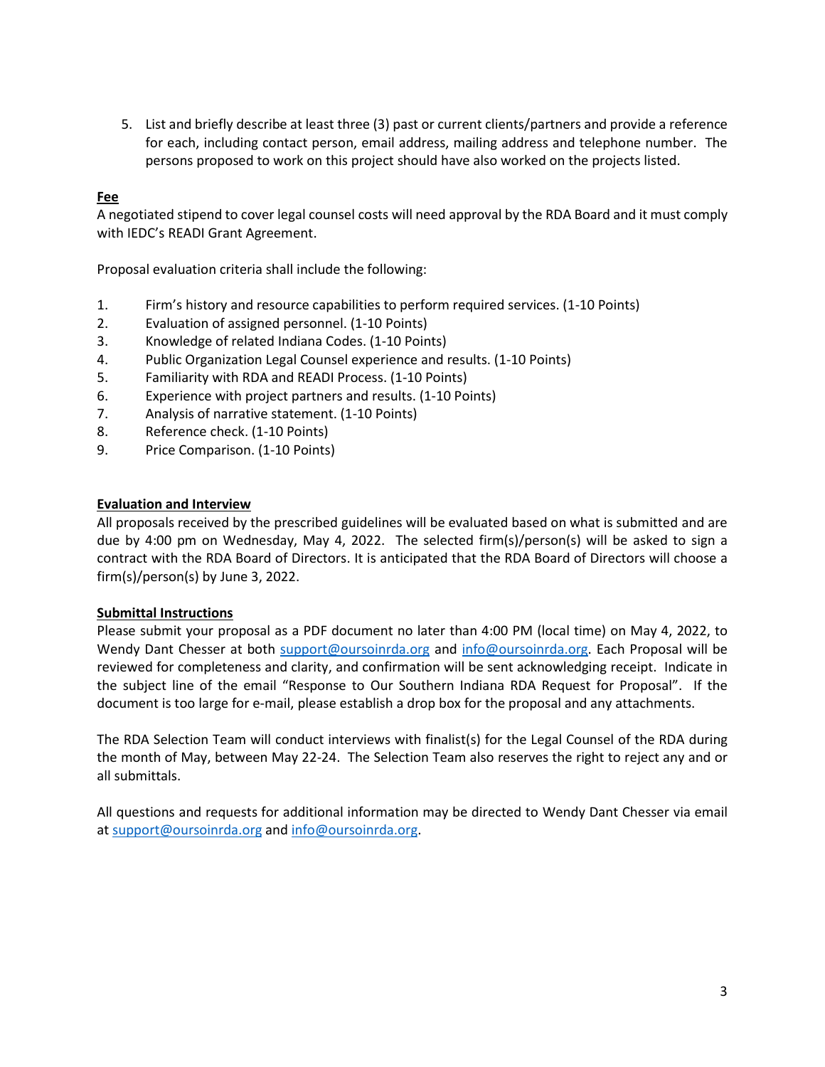5. List and briefly describe at least three (3) past or current clients/partners and provide a reference for each, including contact person, email address, mailing address and telephone number. The persons proposed to work on this project should have also worked on the projects listed.

**Fee**

A negotiated stipend to cover legal counsel costs will need approval by the RDA Board and it must comply with IEDC's READI Grant Agreement.

Proposal evaluation criteria shall include the following:

1. Firm's history and resource capabilities to perform required services. (1-10 Points)
2. Evaluation of assigned personnel. (1-10 Points)
3. Knowledge of related Indiana Codes. (1-10 Points)
4. Public Organization Legal Counsel experience and results. (1-10 Points)
5. Familiarity with RDA and READI Process. (1-10 Points)
6. Experience with project partners and results. (1-10 Points)
7. Analysis of narrative statement. (1-10 Points)
8. Reference check. (1-10 Points)
9. Price Comparison. (1-10 Points)

**Evaluation and Interview**

All proposals received by the prescribed guidelines will be evaluated based on what is submitted and are due by 4:00 pm on Wednesday, May 4, 2022. The selected firm(s)/person(s) will be asked to sign a contract with the RDA Board of Directors. It is anticipated that the RDA Board of Directors will choose a firm(s)/person(s) by June 3, 2022.

**Submittal Instructions**

Please submit your proposal as a PDF document no later than 4:00 PM (local time) on May 4, 2022, to Wendy Dant Chesser at both support@oursoinrda.org and info@oursoinrda.org. Each Proposal will be reviewed for completeness and clarity, and confirmation will be sent acknowledging receipt. Indicate in the subject line of the email "Response to Our Southern Indiana RDA Request for Proposal". If the document is too large for e-mail, please establish a drop box for the proposal and any attachments.

The RDA Selection Team will conduct interviews with finalist(s) for the Legal Counsel of the RDA during the month of May, between May 22-24. The Selection Team also reserves the right to reject any and or all submittals.

All questions and requests for additional information may be directed to Wendy Dant Chesser via email at support@oursoinrda.org and info@oursoinrda.org.